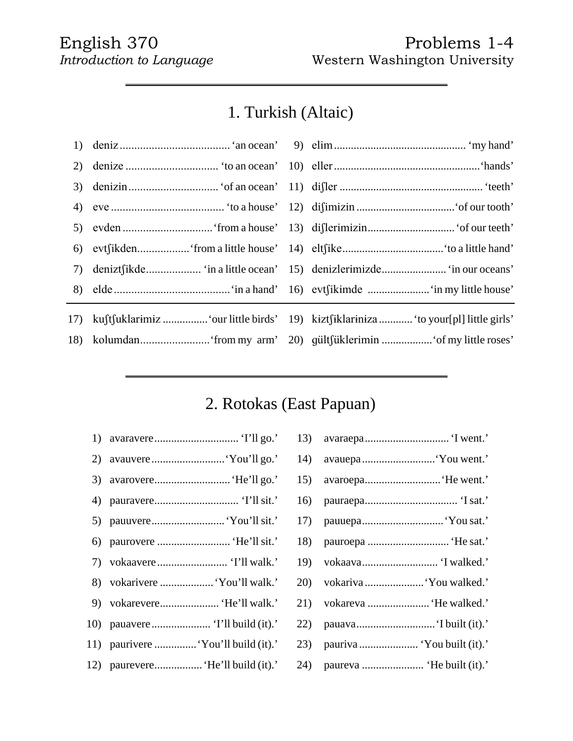English 370
*Introduction to Language*

Problems 1-4
Western Washington University

# 1. Turkish (Altaic)

| | | | | | |
|---|---|---|---|---|---|
| 1) | deniz | 'an ocean' | 9) | elim | 'my hand' |
| 2) | denize | 'to an ocean' | 10) | eller | 'hands' |
| 3) | denizin | 'of an ocean' | 11) | diʃler | 'teeth' |
| 4) | eve | 'to a house' | 12) | diʃimizin | 'of our tooth' |
| 5) | evden | 'from a house' | 13) | diʃlerimizin | 'of our teeth' |
| 6) | evtʃikden | 'from a little house' | 14) | eltʃike | 'to a little hand' |
| 7) | deniztʃikde | 'in a little ocean' | 15) | denizlerimizde | 'in our oceans' |
| 8) | elde | 'in a hand' | 16) | evtʃikimde | 'in my little house' |
| 17) | kuʃtʃuklarɨmɨz | 'our little birds' | 19) | kɨztʃiklarɨnɨza | 'to your[pl] little girls' |
| 18) | kolumdan | 'from my arm' | 20) | gültʃüklerimin | 'of my little roses' |

# 2. Rotokas (East Papuan)

| | | | | | |
|---|---|---|---|---|---|
| 1) | avaravere | 'I'll go.' | 13) | avaraepa | 'I went.' |
| 2) | avauvere | 'You'll go.' | 14) | avauepa | 'You went.' |
| 3) | avarovere | 'He'll go.' | 15) | avaroepa | 'He went.' |
| 4) | pauravere | 'I'll sit.' | 16) | pauraepa | 'I sat.' |
| 5) | pauuvere | 'You'll sit.' | 17) | pauuepa | 'You sat.' |
| 6) | paurovere | 'He'll sit.' | 18) | pauroepa | 'He sat.' |
| 7) | vokaavere | 'I'll walk.' | 19) | vokaava | 'I walked.' |
| 8) | vokarivere | 'You'll walk.' | 20) | vokariva | 'You walked.' |
| 9) | vokarevere | 'He'll walk.' | 21) | vokareva | 'He walked.' |
| 10) | pauavere | 'I'll build (it).' | 22) | pauava | 'I built (it).' |
| 11) | paurivere | 'You'll build (it).' | 23) | pauriva | 'You built (it).' |
| 12) | paurevere | 'He'll build (it).' | 24) | paureva | 'He built (it).' |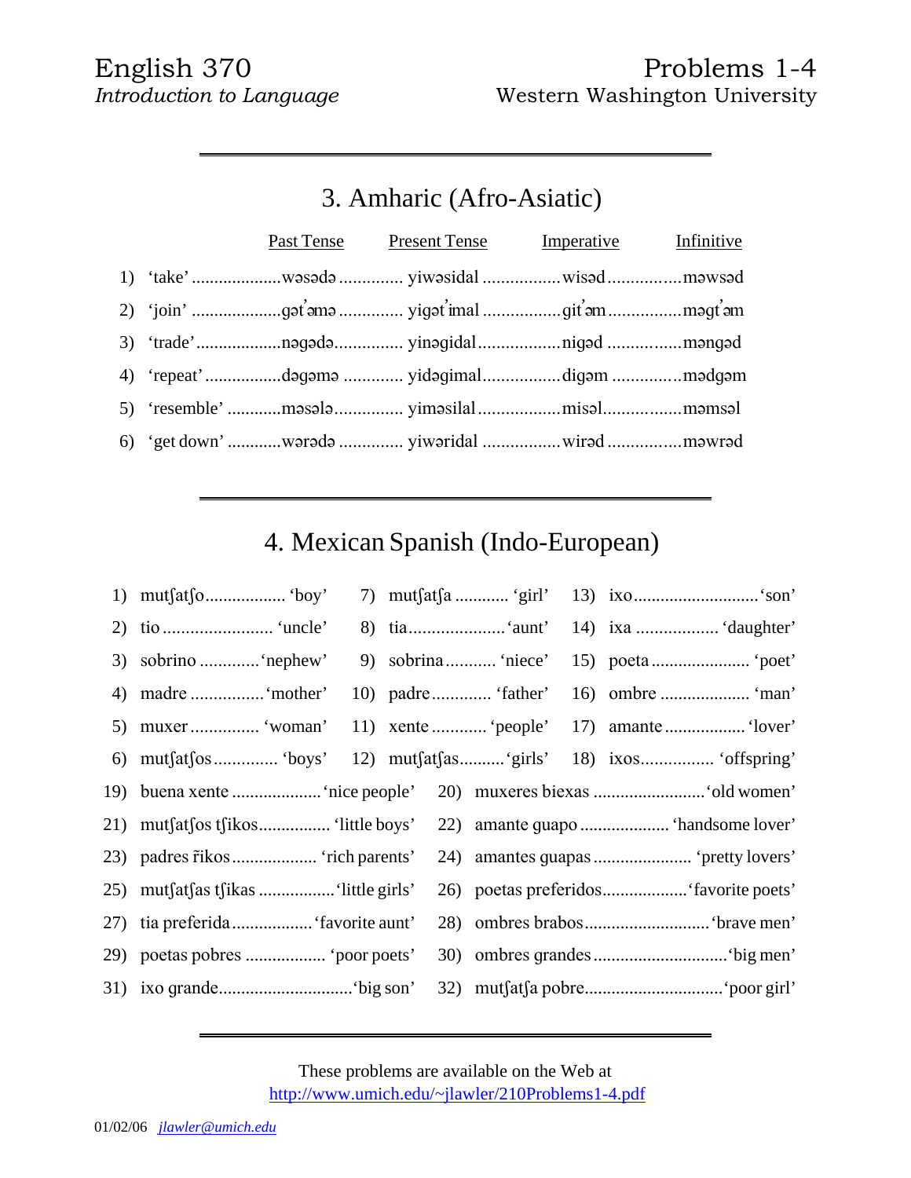# 3. Amharic (Afro-Asiatic)

| | | Past Tense | Present Tense | Imperative | Infinitive |
|---|---|---|---|---|---|
| 1) | 'take' | wəsədə | yiwəsidal | wisəd | məwsəd |
| 2) | 'join' | gət'əmə | yigət'imal | git'əm | məgt'əm |
| 3) | 'trade' | nəgədə | yinəgidal | nigəd | məngəd |
| 4) | 'repeat' | dəgəmə | yidəgimal | digəm | mədgəm |
| 5) | 'resemble' | məsələ | yiməsilal | misəl | məmsəl |
| 6) | 'get down' | wərədə | yiwəridal | wirəd | məwrəd |

# 4. Mexican Spanish (Indo-European)

1) mutʃatʃo ........ 'boy'
2) tio ........ 'uncle'
3) sobrino ........ 'nephew'
4) madre ........ 'mother'
5) muxer ........ 'woman'
6) mutʃatʃos ........ 'boys'
7) mutʃatʃa ........ 'girl'
8) tia ........ 'aunt'
9) sobrina ........ 'niece'
10) padre ........ 'father'
11) xente ........ 'people'
12) mutʃatʃas ........ 'girls'
13) ixo ........ 'son'
14) ixa ........ 'daughter'
15) poeta ........ 'poet'
16) ombre ........ 'man'
17) amante ........ 'lover'
18) ixos ........ 'offspring'
19) buena xente ........ 'nice people'
20) muxeres biexas ........ 'old women'
21) mutʃatʃos tʃikos ........ 'little boys'
22) amante guapo ........ 'handsome lover'
23) padres r̃ikos ........ 'rich parents'
24) amantes guapas ........ 'pretty lovers'
25) mutʃatʃas tʃikas ........ 'little girls'
26) poetas preferidos ........ 'favorite poets'
27) tia preferida ........ 'favorite aunt'
28) ombres brabos ........ 'brave men'
29) poetas pobres ........ 'poor poets'
30) ombres grandes ........ 'big men'
31) ixo grande ........ 'big son'
32) mutʃatʃa pobre ........ 'poor girl'

These problems are available on the Web at
http://www.umich.edu/~jlawler/210Problems1-4.pdf

01/02/06 *jlawler@umich.edu*